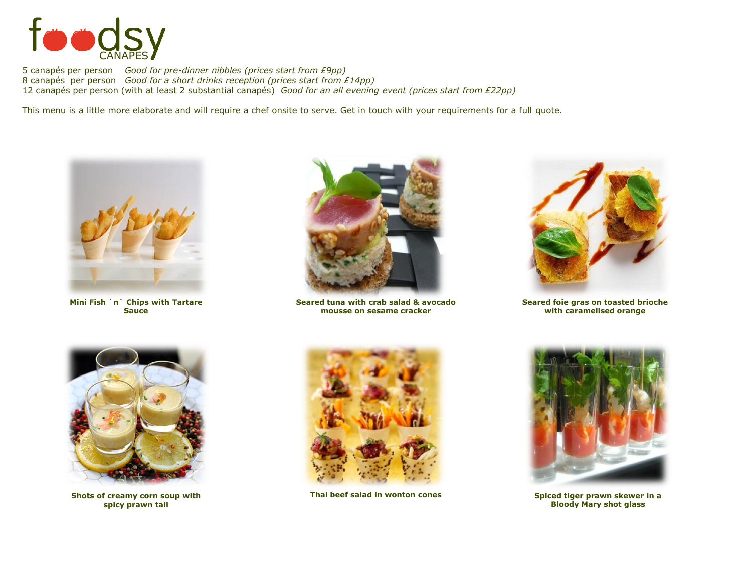# foodsy CANAPES

5 canapés per person *Good for pre-dinner nibbles (prices start from £9pp)*
8 canapés per person *Good for a short drinks reception (prices start from £14pp)*
12 canapés per person (with at least 2 substantial canapés) *Good for an all evening event (prices start from £22pp)*

This menu is a little more elaborate and will require a chef onsite to serve. Get in touch with your requirements for a full quote.

**Mini Fish `n` Chips with Tartare Sauce**

**Seared tuna with crab salad & avocado mousse on sesame cracker**

**Seared foie gras on toasted brioche with caramelised orange**

**Shots of creamy corn soup with spicy prawn tail**

**Thai beef salad in wonton cones**

**Spiced tiger prawn skewer in a Bloody Mary shot glass**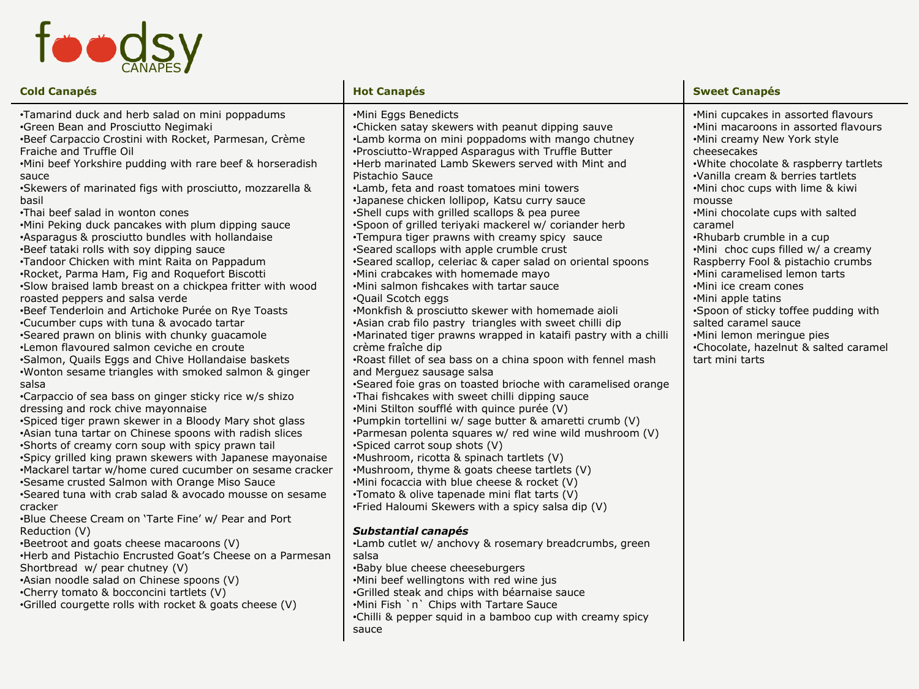# foodsy CANAPES

## Cold Canapés

- Tamarind duck and herb salad on mini poppadums
- Green Bean and Prosciutto Negimaki
- Beef Carpaccio Crostini with Rocket, Parmesan, Crème Fraiche and Truffle Oil
- Mini beef Yorkshire pudding with rare beef & horseradish sauce
- Skewers of marinated figs with prosciutto, mozzarella & basil
- Thai beef salad in wonton cones
- Mini Peking duck pancakes with plum dipping sauce
- Asparagus & prosciutto bundles with hollandaise
- Beef tataki rolls with soy dipping sauce
- Tandoor Chicken with mint Raita on Pappadum
- Rocket, Parma Ham, Fig and Roquefort Biscotti
- Slow braised lamb breast on a chickpea fritter with wood roasted peppers and salsa verde
- Beef Tenderloin and Artichoke Purée on Rye Toasts
- Cucumber cups with tuna & avocado tartar
- Seared prawn on blinis with chunky guacamole
- Lemon flavoured salmon ceviche en croute
- Salmon, Quails Eggs and Chive Hollandaise baskets
- Wonton sesame triangles with smoked salmon & ginger salsa
- Carpaccio of sea bass on ginger sticky rice w/s shizo dressing and rock chive mayonnaise
- Spiced tiger prawn skewer in a Bloody Mary shot glass
- Asian tuna tartar on Chinese spoons with radish slices
- Shorts of creamy corn soup with spicy prawn tail
- Spicy grilled king prawn skewers with Japanese mayonaise
- Mackarel tartar w/home cured cucumber on sesame cracker
- Sesame crusted Salmon with Orange Miso Sauce
- Seared tuna with crab salad & avocado mousse on sesame cracker
- Blue Cheese Cream on 'Tarte Fine' w/ Pear and Port Reduction (V)
- Beetroot and goats cheese macaroons (V)
- Herb and Pistachio Encrusted Goat's Cheese on a Parmesan Shortbread w/ pear chutney (V)
- Asian noodle salad on Chinese spoons (V)
- Cherry tomato & bocconcini tartlets (V)
- Grilled courgette rolls with rocket & goats cheese (V)

## Hot Canapés

- Mini Eggs Benedicts
- Chicken satay skewers with peanut dipping sauve
- Lamb korma on mini poppadoms with mango chutney
- Prosciutto-Wrapped Asparagus with Truffle Butter
- Herb marinated Lamb Skewers served with Mint and Pistachio Sauce
- Lamb, feta and roast tomatoes mini towers
- Japanese chicken lollipop, Katsu curry sauce
- Shell cups with grilled scallops & pea puree
- Spoon of grilled teriyaki mackerel w/ coriander herb
- Tempura tiger prawns with creamy spicy sauce
- Seared scallops with apple crumble crust
- Seared scallop, celeriac & caper salad on oriental spoons
- Mini crabcakes with homemade mayo
- Mini salmon fishcakes with tartar sauce
- Quail Scotch eggs
- Monkfish & prosciutto skewer with homemade aioli
- Asian crab filo pastry triangles with sweet chilli dip
- Marinated tiger prawns wrapped in kataifi pastry with a chilli crème fraîche dip
- Roast fillet of sea bass on a china spoon with fennel mash and Merguez sausage salsa
- Seared foie gras on toasted brioche with caramelised orange
- Thai fishcakes with sweet chilli dipping sauce
- Mini Stilton soufflé with quince purée (V)
- Pumpkin tortellini w/ sage butter & amaretti crumb (V)
- Parmesan polenta squares w/ red wine wild mushroom (V)
- Spiced carrot soup shots (V)
- Mushroom, ricotta & spinach tartlets (V)
- Mushroom, thyme & goats cheese tartlets (V)
- Mini focaccia with blue cheese & rocket (V)
- Tomato & olive tapenade mini flat tarts (V)
- Fried Haloumi Skewers with a spicy salsa dip (V)

### *Substantial canapés*

- Lamb cutlet w/ anchovy & rosemary breadcrumbs, green salsa
- Baby blue cheese cheeseburgers
- Mini beef wellingtons with red wine jus
- Grilled steak and chips with béarnaise sauce
- Mini Fish `n` Chips with Tartare Sauce
- Chilli & pepper squid in a bamboo cup with creamy spicy sauce

## Sweet Canapés

- Mini cupcakes in assorted flavours
- Mini macaroons in assorted flavours
- Mini creamy New York style cheesecakes
- White chocolate & raspberry tartlets
- Vanilla cream & berries tartlets
- Mini choc cups with lime & kiwi mousse
- Mini chocolate cups with salted caramel
- Rhubarb crumble in a cup
- Mini choc cups filled w/ a creamy Raspberry Fool & pistachio crumbs
- Mini caramelised lemon tarts
- Mini ice cream cones
- Mini apple tatins
- Spoon of sticky toffee pudding with salted caramel sauce
- Mini lemon meringue pies
- Chocolate, hazelnut & salted caramel tart mini tarts